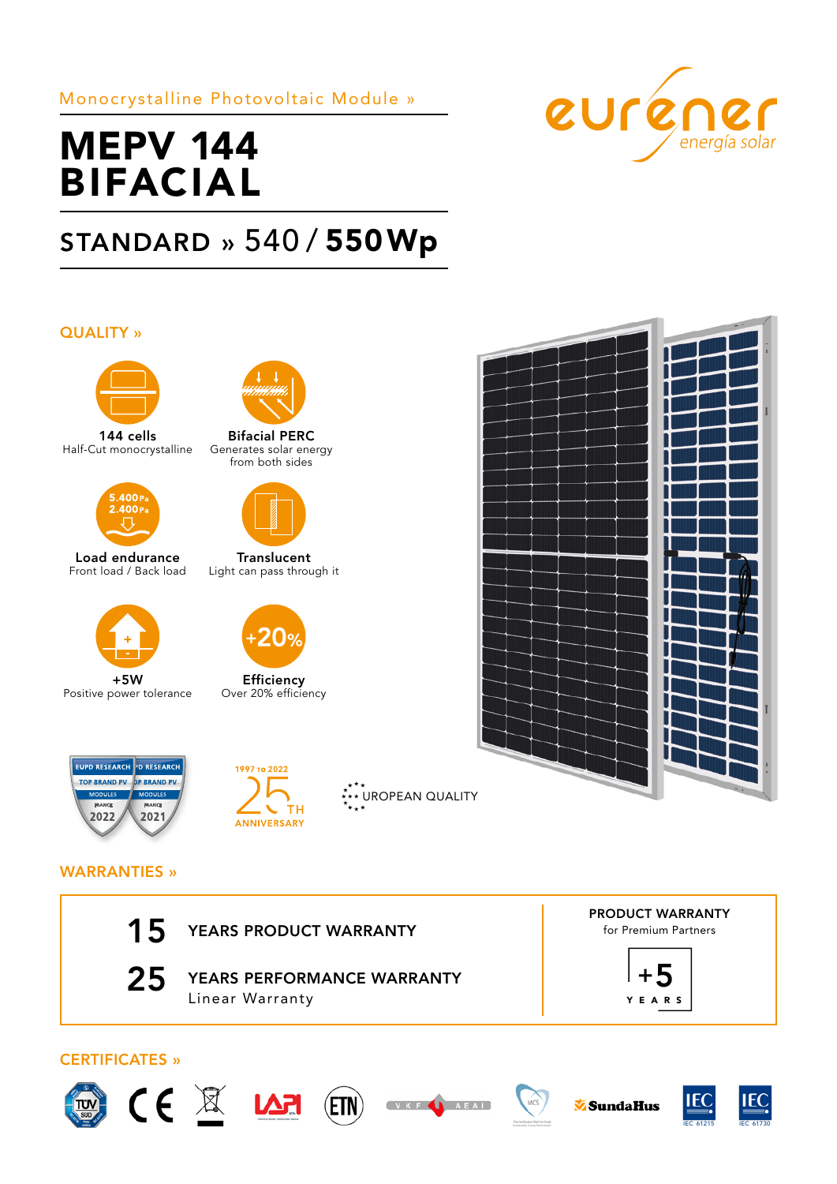Monocrystalline Photovoltaic Module »

# MEPV 144 BIFACIAL

## STANDARD » 540 / **550 Wp**

eurener energía solar

## QUALITY »

**144 cells**
Half-Cut monocrystalline

**Bifacial PERC**
Generates solar energy from both sides

5.400 Pa
2.400 Pa

**Load endurance**
Front load / Back load

**Translucent**
Light can pass through it

**+5W**
Positive power tolerance

+20%

**Efficiency**
Over 20% efficiency

EUPD RESEARCH TOP BRAND PV MODULES FRANCE 2022
EUPD RESEARCH TOP BRAND PV MODULES FRANCE 2021

1997 TO 2022 25TH ANNIVERSARY

EUROPEAN QUALITY

## WARRANTIES »

**15** YEARS PRODUCT WARRANTY

**25** YEARS PERFORMANCE WARRANTY
Linear Warranty

**PRODUCT WARRANTY**
for Premium Partners

**+5** YEARS

## CERTIFICATES »

TÜV SÜD · CE · LAPI · ETN · VKF AEAI · MCS · SundaHus · IEC 61215 · IEC 61730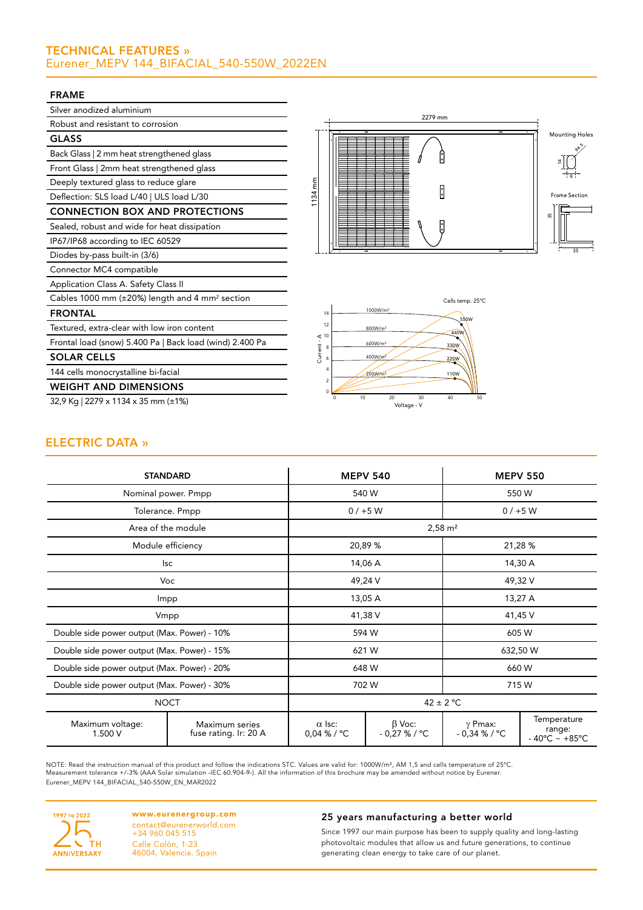## TECHNICAL FEATURES »

Eurener_MEPV 144_BIFACIAL_540-550W_2022EN

### FRAME

Silver anodized aluminium

Robust and resistant to corrosion

### GLASS

Back Glass | 2 mm heat strengthened glass

Front Glass | 2mm heat strengthened glass

Deeply textured glass to reduce glare

Deflection: SLS load L/40 | ULS load L/30

### CONNECTION BOX AND PROTECTIONS

Sealed, robust and wide for heat dissipation

IP67/IP68 according to IEC 60529

Diodes by-pass built-in (3/6)

Connector MC4 compatible

Application Class A. Safety Class II

Cables 1000 mm (±20%) length and 4 mm² section

### FRONTAL

Textured, extra-clear with low iron content

Frontal load (snow) 5.400 Pa | Back load (wind) 2.400 Pa

### SOLAR CELLS

144 cells monocrystalline bi-facial

### WEIGHT AND DIMENSIONS

32,9 Kg | 2279 x 1134 x 35 mm (±1%)

2279 mm

1134 mm

Mounting Holes

Frame Section

35

35

Cells temp. 25°C

1000W/m²
800W/m²
600W/m²
400W/m²
200W/m²

550W
440W
330W
220W
110W

Current - A

Voltage - V

## ELECTRIC DATA »

| STANDARD | | MEPV 540 | | MEPV 550 | |
|---|---|---|---|---|---|
| Nominal power. Pmpp | | 540 W | | 550 W | |
| Tolerance. Pmpp | | 0 / +5 W | | 0 / +5 W | |
| Area of the module | | 2,58 m² | | | |
| Module efficiency | | 20,89 % | | 21,28 % | |
| Isc | | 14,06 A | | 14,30 A | |
| Voc | | 49,24 V | | 49,32 V | |
| Impp | | 13,05 A | | 13,27 A | |
| Vmpp | | 41,38 V | | 41,45 V | |
| Double side power output (Max. Power) - 10% | | 594 W | | 605 W | |
| Double side power output (Max. Power) - 15% | | 621 W | | 632,50 W | |
| Double side power output (Max. Power) - 20% | | 648 W | | 660 W | |
| Double side power output (Max. Power) - 30% | | 702 W | | 715 W | |
| NOCT | | 42 ± 2 °C | | | |
| Maximum voltage: 1.500 V | Maximum series fuse rating. Ir: 20 A | $\alpha$ Isc: 0,04 % / °C | $\beta$ Voc: - 0,27 % / °C | $\gamma$ Pmax: - 0,34 % / °C | Temperature range: - 40°C ~ +85°C |

NOTE: Read the instruction manual of this product and follow the indications STC. Values are valid for: 1000W/m², AM 1,5 and cells temperature of 25°C. Measurement tolerance +/-3% (AAA Solar simulation -IEC 60.904-9-). All the information of this brochure may be amended without notice by Eurener.
Eurener_MEPV 144_BIFACIAL_540-550W_EN_MAR2022

1997 TO 2022 25TH ANNIVERSARY

www.eurenergroup.com
contact@eurenerworld.com
+34 960 045 515
Calle Colón, 1-23
46004, Valencia. Spain

### 25 years manufacturing a better world

Since 1997 our main purpose has been to supply quality and long-lasting photovoltaic modules that allow us and future generations, to continue generating clean energy to take care of our planet.